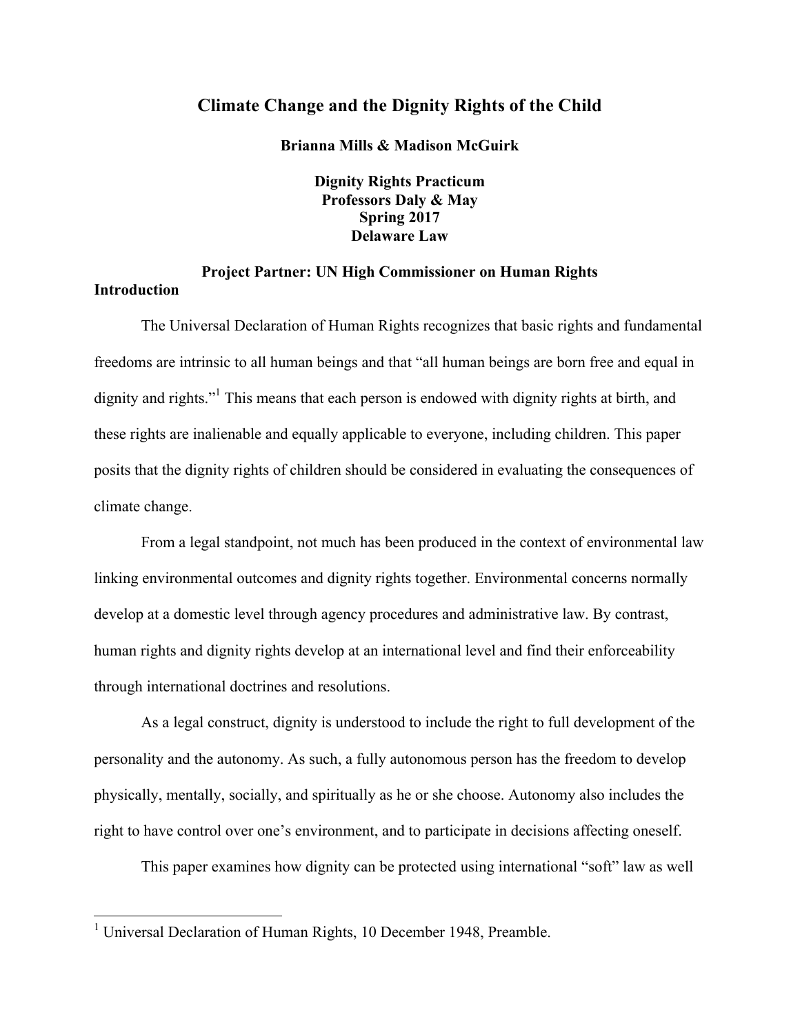# Climate Change and the Dignity Rights of the Child

**Brianna Mills & Madison McGuirk**

**Dignity Rights Practicum**
**Professors Daly & May**
**Spring 2017**
**Delaware Law**

**Project Partner: UN High Commissioner on Human Rights**

## Introduction

The Universal Declaration of Human Rights recognizes that basic rights and fundamental freedoms are intrinsic to all human beings and that "all human beings are born free and equal in dignity and rights."[1] This means that each person is endowed with dignity rights at birth, and these rights are inalienable and equally applicable to everyone, including children. This paper posits that the dignity rights of children should be considered in evaluating the consequences of climate change.

From a legal standpoint, not much has been produced in the context of environmental law linking environmental outcomes and dignity rights together. Environmental concerns normally develop at a domestic level through agency procedures and administrative law. By contrast, human rights and dignity rights develop at an international level and find their enforceability through international doctrines and resolutions.

As a legal construct, dignity is understood to include the right to full development of the personality and the autonomy. As such, a fully autonomous person has the freedom to develop physically, mentally, socially, and spiritually as he or she choose. Autonomy also includes the right to have control over one's environment, and to participate in decisions affecting oneself.

This paper examines how dignity can be protected using international "soft" law as well

[1] Universal Declaration of Human Rights, 10 December 1948, Preamble.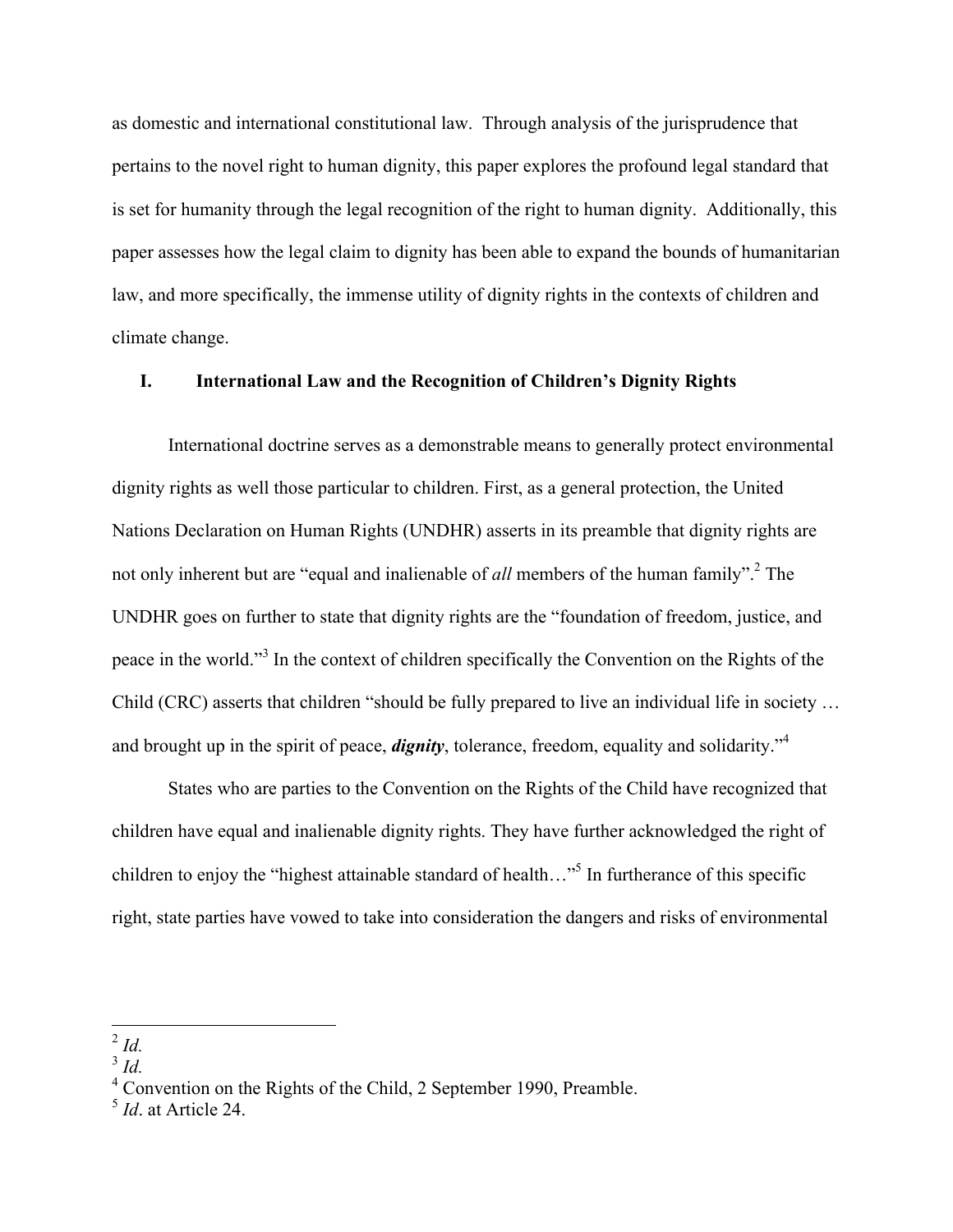as domestic and international constitutional law. Through analysis of the jurisprudence that pertains to the novel right to human dignity, this paper explores the profound legal standard that is set for humanity through the legal recognition of the right to human dignity. Additionally, this paper assesses how the legal claim to dignity has been able to expand the bounds of humanitarian law, and more specifically, the immense utility of dignity rights in the contexts of children and climate change.

## I. International Law and the Recognition of Children's Dignity Rights

International doctrine serves as a demonstrable means to generally protect environmental dignity rights as well those particular to children. First, as a general protection, the United Nations Declaration on Human Rights (UNDHR) asserts in its preamble that dignity rights are not only inherent but are "equal and inalienable of *all* members of the human family".[2] The UNDHR goes on further to state that dignity rights are the "foundation of freedom, justice, and peace in the world."[3] In the context of children specifically the Convention on the Rights of the Child (CRC) asserts that children "should be fully prepared to live an individual life in society … and brought up in the spirit of peace, ***dignity***, tolerance, freedom, equality and solidarity."[4]

States who are parties to the Convention on the Rights of the Child have recognized that children have equal and inalienable dignity rights. They have further acknowledged the right of children to enjoy the "highest attainable standard of health…"[5] In furtherance of this specific right, state parties have vowed to take into consideration the dangers and risks of environmental

---

[2] *Id.*
[3] *Id.*
[4] Convention on the Rights of the Child, 2 September 1990, Preamble.
[5] *Id*. at Article 24.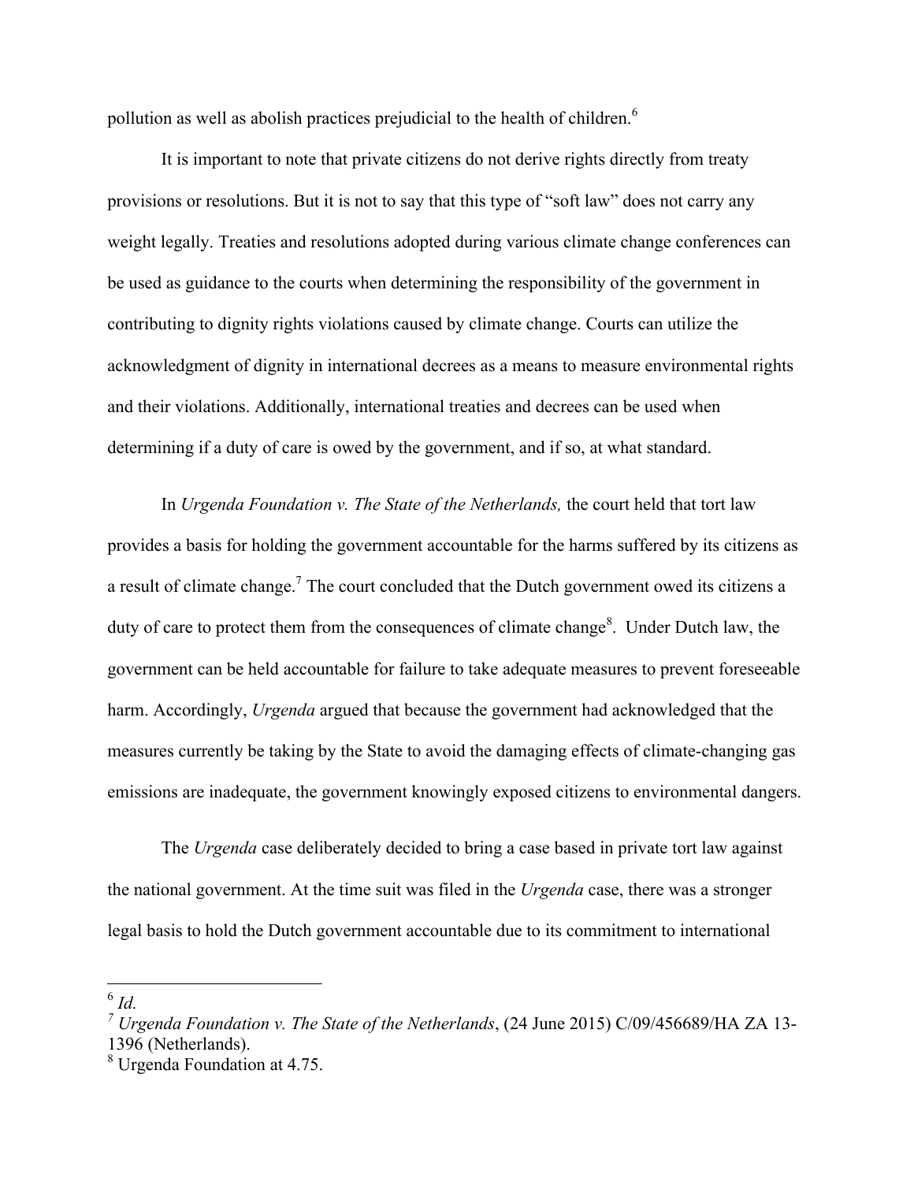pollution as well as abolish practices prejudicial to the health of children.[6]

It is important to note that private citizens do not derive rights directly from treaty provisions or resolutions. But it is not to say that this type of "soft law" does not carry any weight legally. Treaties and resolutions adopted during various climate change conferences can be used as guidance to the courts when determining the responsibility of the government in contributing to dignity rights violations caused by climate change. Courts can utilize the acknowledgment of dignity in international decrees as a means to measure environmental rights and their violations. Additionally, international treaties and decrees can be used when determining if a duty of care is owed by the government, and if so, at what standard.

In *Urgenda Foundation v. The State of the Netherlands,* the court held that tort law provides a basis for holding the government accountable for the harms suffered by its citizens as a result of climate change.[7] The court concluded that the Dutch government owed its citizens a duty of care to protect them from the consequences of climate change[8]. Under Dutch law, the government can be held accountable for failure to take adequate measures to prevent foreseeable harm. Accordingly, *Urgenda* argued that because the government had acknowledged that the measures currently be taking by the State to avoid the damaging effects of climate-changing gas emissions are inadequate, the government knowingly exposed citizens to environmental dangers.

The *Urgenda* case deliberately decided to bring a case based in private tort law against the national government. At the time suit was filed in the *Urgenda* case, there was a stronger legal basis to hold the Dutch government accountable due to its commitment to international

---

[6] *Id.*

[7] *Urgenda Foundation v. The State of the Netherlands*, (24 June 2015) C/09/456689/HA ZA 13-1396 (Netherlands).

[8] Urgenda Foundation at 4.75.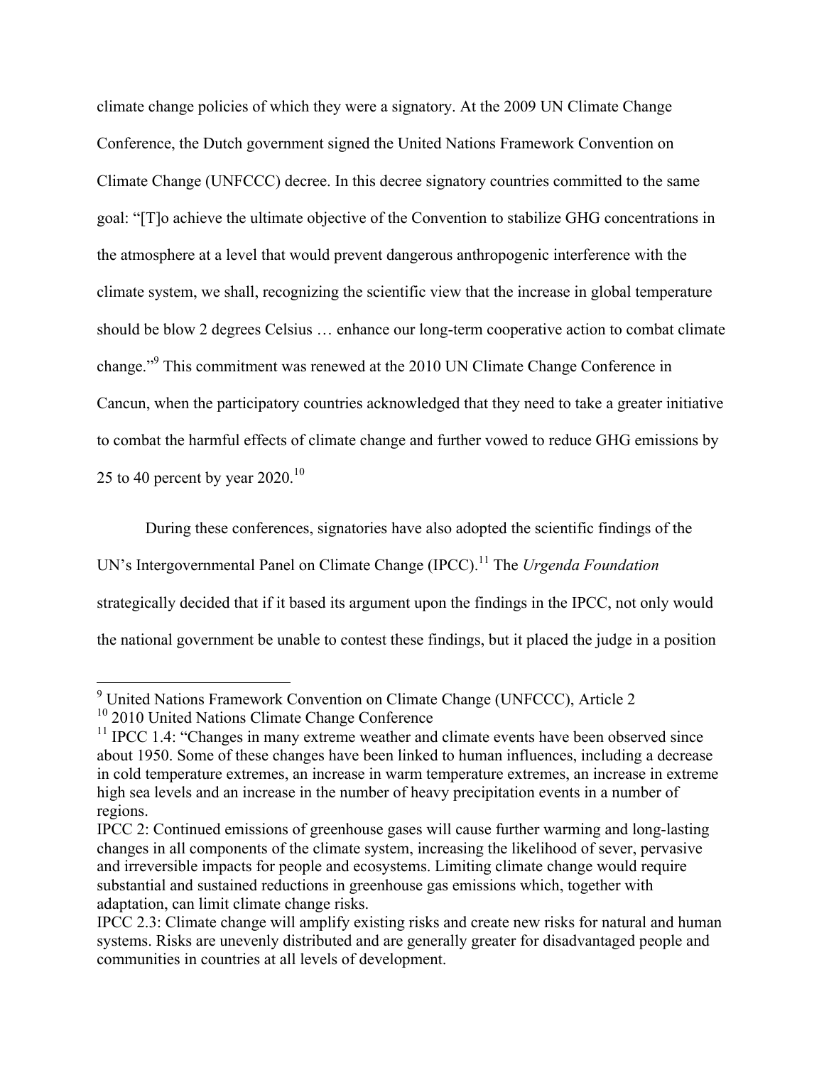climate change policies of which they were a signatory. At the 2009 UN Climate Change Conference, the Dutch government signed the United Nations Framework Convention on Climate Change (UNFCCC) decree. In this decree signatory countries committed to the same goal: "[T]o achieve the ultimate objective of the Convention to stabilize GHG concentrations in the atmosphere at a level that would prevent dangerous anthropogenic interference with the climate system, we shall, recognizing the scientific view that the increase in global temperature should be blow 2 degrees Celsius … enhance our long-term cooperative action to combat climate change."[9] This commitment was renewed at the 2010 UN Climate Change Conference in Cancun, when the participatory countries acknowledged that they need to take a greater initiative to combat the harmful effects of climate change and further vowed to reduce GHG emissions by 25 to 40 percent by year 2020.[10]

During these conferences, signatories have also adopted the scientific findings of the UN's Intergovernmental Panel on Climate Change (IPCC).[11] The *Urgenda Foundation* strategically decided that if it based its argument upon the findings in the IPCC, not only would the national government be unable to contest these findings, but it placed the judge in a position

---

[9] United Nations Framework Convention on Climate Change (UNFCCC), Article 2

[10] 2010 United Nations Climate Change Conference

[11] IPCC 1.4: "Changes in many extreme weather and climate events have been observed since about 1950. Some of these changes have been linked to human influences, including a decrease in cold temperature extremes, an increase in warm temperature extremes, an increase in extreme high sea levels and an increase in the number of heavy precipitation events in a number of regions.

IPCC 2: Continued emissions of greenhouse gases will cause further warming and long-lasting changes in all components of the climate system, increasing the likelihood of sever, pervasive and irreversible impacts for people and ecosystems. Limiting climate change would require substantial and sustained reductions in greenhouse gas emissions which, together with adaptation, can limit climate change risks.

IPCC 2.3: Climate change will amplify existing risks and create new risks for natural and human systems. Risks are unevenly distributed and are generally greater for disadvantaged people and communities in countries at all levels of development.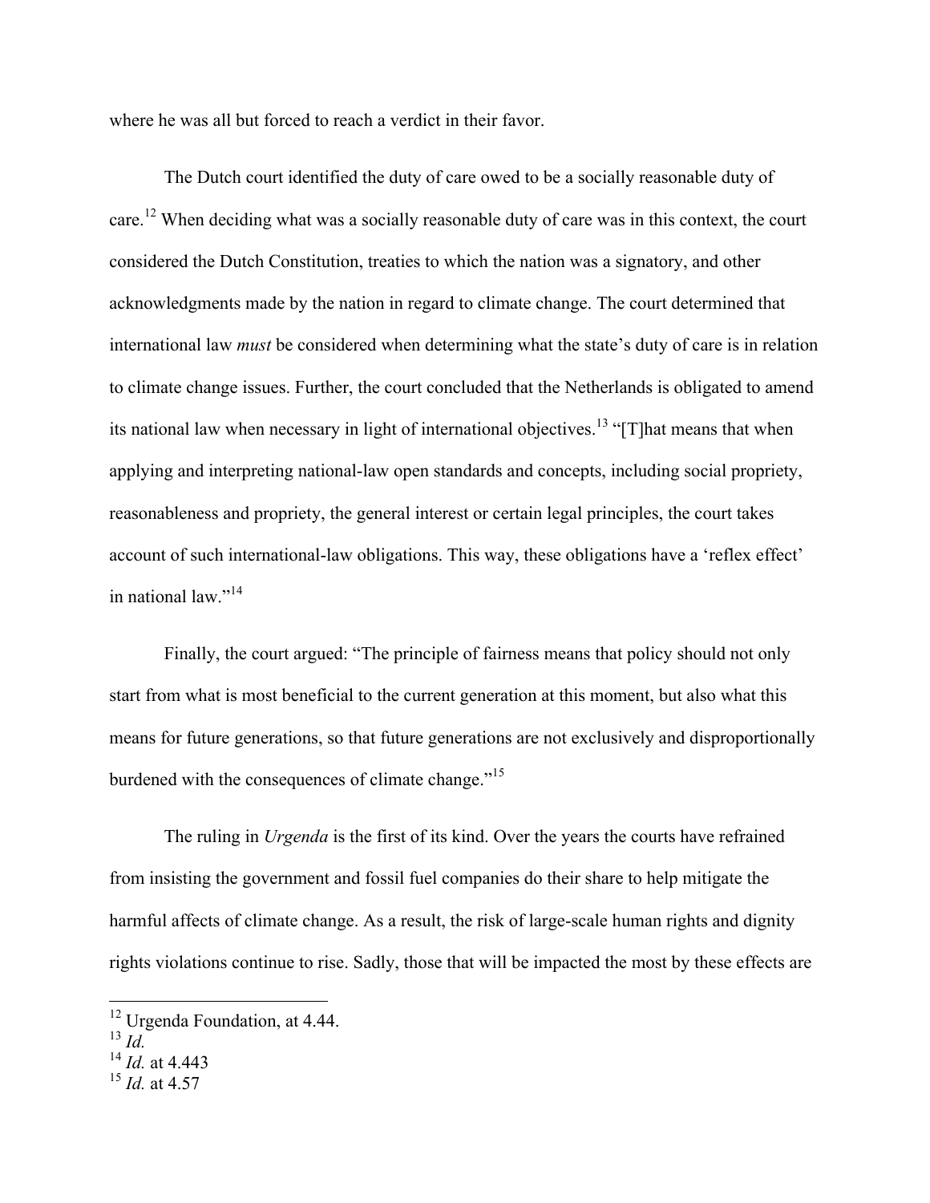where he was all but forced to reach a verdict in their favor.

The Dutch court identified the duty of care owed to be a socially reasonable duty of care.[12] When deciding what was a socially reasonable duty of care was in this context, the court considered the Dutch Constitution, treaties to which the nation was a signatory, and other acknowledgments made by the nation in regard to climate change. The court determined that international law *must* be considered when determining what the state's duty of care is in relation to climate change issues. Further, the court concluded that the Netherlands is obligated to amend its national law when necessary in light of international objectives.[13] "[T]hat means that when applying and interpreting national-law open standards and concepts, including social propriety, reasonableness and propriety, the general interest or certain legal principles, the court takes account of such international-law obligations. This way, these obligations have a 'reflex effect' in national law."[14]

Finally, the court argued: "The principle of fairness means that policy should not only start from what is most beneficial to the current generation at this moment, but also what this means for future generations, so that future generations are not exclusively and disproportionally burdened with the consequences of climate change."[15]

The ruling in *Urgenda* is the first of its kind. Over the years the courts have refrained from insisting the government and fossil fuel companies do their share to help mitigate the harmful affects of climate change. As a result, the risk of large-scale human rights and dignity rights violations continue to rise. Sadly, those that will be impacted the most by these effects are

---

[12] Urgenda Foundation, at 4.44.

[13] *Id.*

[14] *Id.* at 4.443

[15] *Id.* at 4.57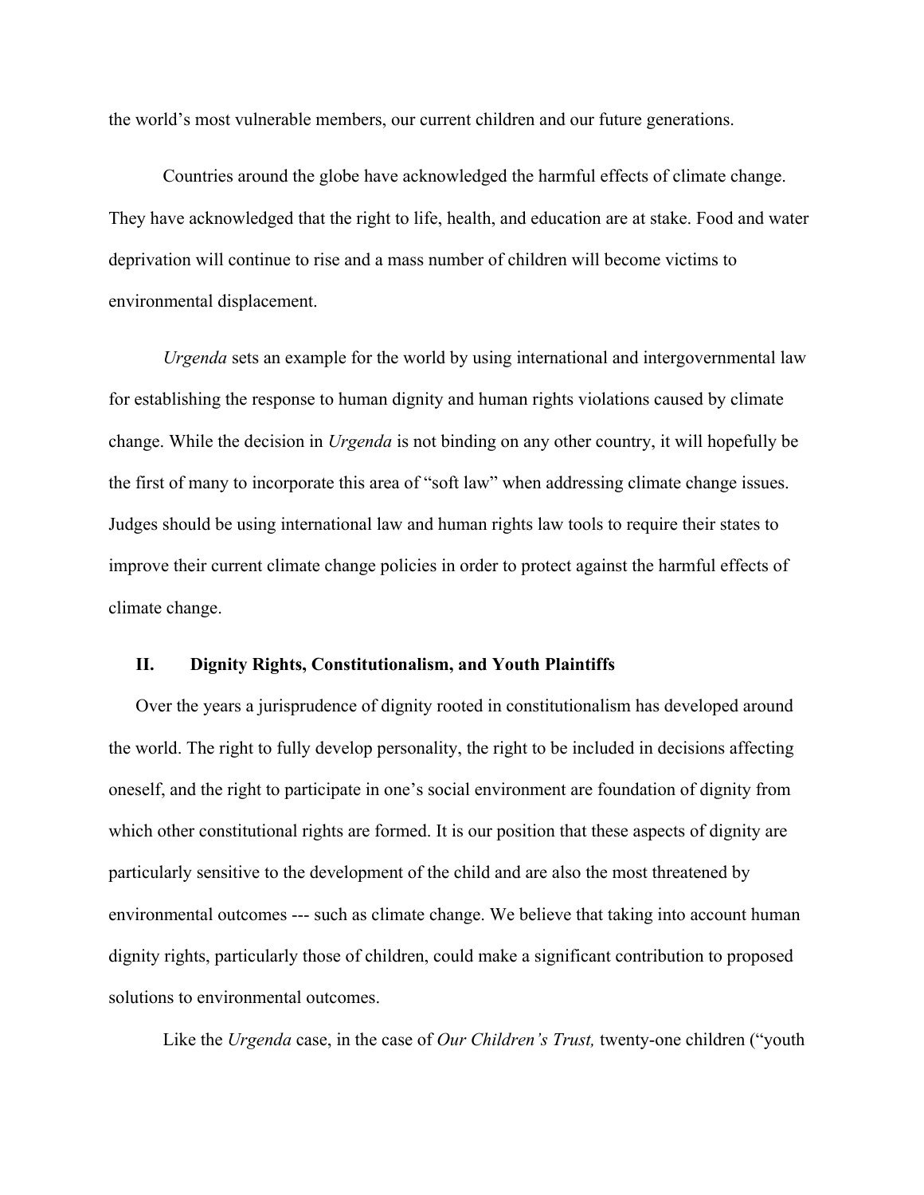the world's most vulnerable members, our current children and our future generations.

Countries around the globe have acknowledged the harmful effects of climate change. They have acknowledged that the right to life, health, and education are at stake. Food and water deprivation will continue to rise and a mass number of children will become victims to environmental displacement.

*Urgenda* sets an example for the world by using international and intergovernmental law for establishing the response to human dignity and human rights violations caused by climate change. While the decision in *Urgenda* is not binding on any other country, it will hopefully be the first of many to incorporate this area of "soft law" when addressing climate change issues. Judges should be using international law and human rights law tools to require their states to improve their current climate change policies in order to protect against the harmful effects of climate change.

## II. Dignity Rights, Constitutionalism, and Youth Plaintiffs

Over the years a jurisprudence of dignity rooted in constitutionalism has developed around the world. The right to fully develop personality, the right to be included in decisions affecting oneself, and the right to participate in one's social environment are foundation of dignity from which other constitutional rights are formed. It is our position that these aspects of dignity are particularly sensitive to the development of the child and are also the most threatened by environmental outcomes --- such as climate change. We believe that taking into account human dignity rights, particularly those of children, could make a significant contribution to proposed solutions to environmental outcomes.

Like the *Urgenda* case, in the case of *Our Children's Trust,* twenty-one children ("youth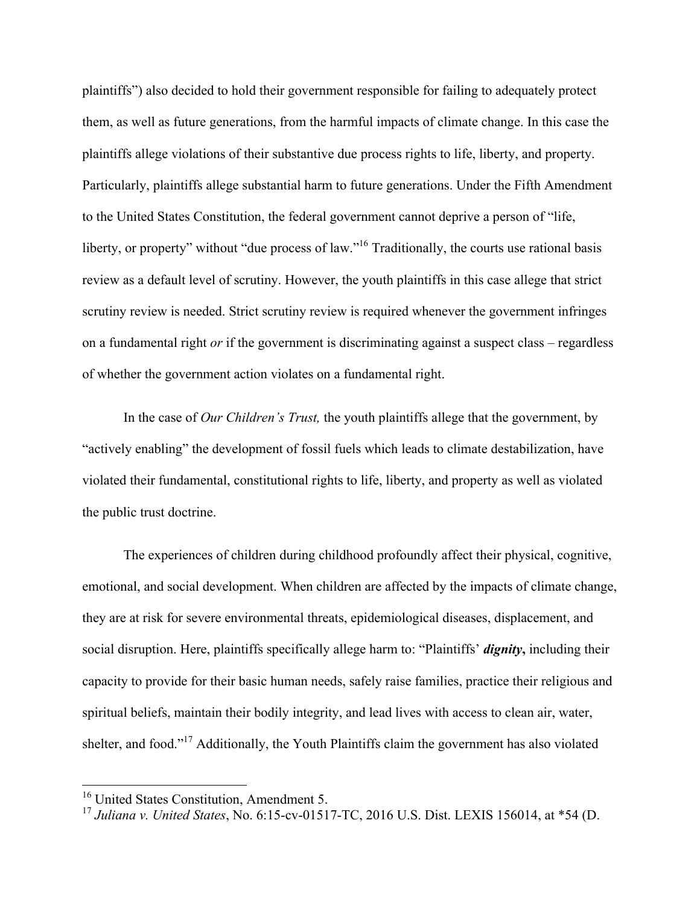plaintiffs") also decided to hold their government responsible for failing to adequately protect them, as well as future generations, from the harmful impacts of climate change. In this case the plaintiffs allege violations of their substantive due process rights to life, liberty, and property. Particularly, plaintiffs allege substantial harm to future generations. Under the Fifth Amendment to the United States Constitution, the federal government cannot deprive a person of "life, liberty, or property" without "due process of law."[16] Traditionally, the courts use rational basis review as a default level of scrutiny. However, the youth plaintiffs in this case allege that strict scrutiny review is needed. Strict scrutiny review is required whenever the government infringes on a fundamental right *or* if the government is discriminating against a suspect class – regardless of whether the government action violates on a fundamental right.

In the case of *Our Children's Trust,* the youth plaintiffs allege that the government, by "actively enabling" the development of fossil fuels which leads to climate destabilization, have violated their fundamental, constitutional rights to life, liberty, and property as well as violated the public trust doctrine.

The experiences of children during childhood profoundly affect their physical, cognitive, emotional, and social development. When children are affected by the impacts of climate change, they are at risk for severe environmental threats, epidemiological diseases, displacement, and social disruption. Here, plaintiffs specifically allege harm to: "Plaintiffs' ***dignity*,** including their capacity to provide for their basic human needs, safely raise families, practice their religious and spiritual beliefs, maintain their bodily integrity, and lead lives with access to clean air, water, shelter, and food."[17] Additionally, the Youth Plaintiffs claim the government has also violated

---

[16] United States Constitution, Amendment 5.

[17] *Juliana v. United States*, No. 6:15-cv-01517-TC, 2016 U.S. Dist. LEXIS 156014, at *54 (D.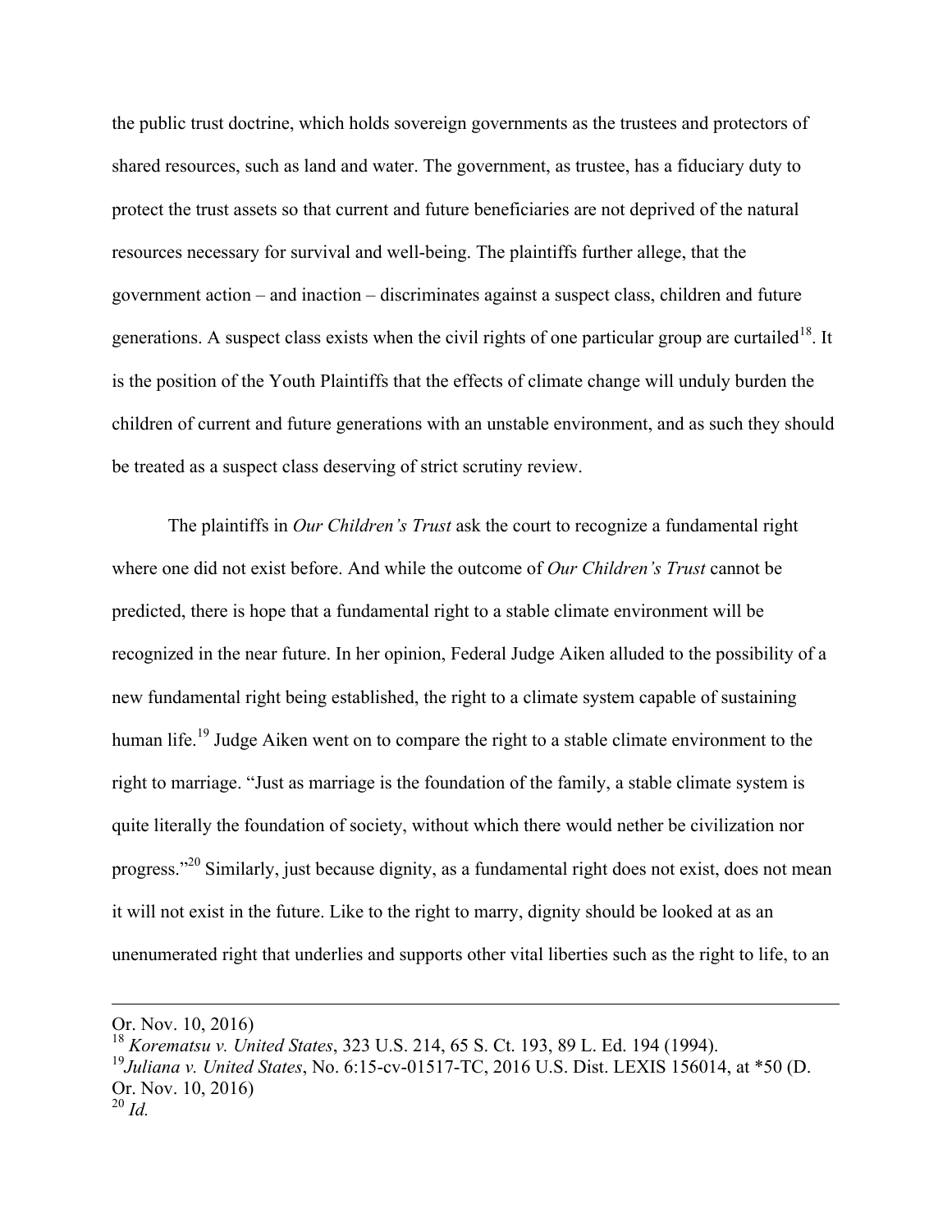the public trust doctrine, which holds sovereign governments as the trustees and protectors of shared resources, such as land and water. The government, as trustee, has a fiduciary duty to protect the trust assets so that current and future beneficiaries are not deprived of the natural resources necessary for survival and well-being. The plaintiffs further allege, that the government action – and inaction – discriminates against a suspect class, children and future generations. A suspect class exists when the civil rights of one particular group are curtailed[18]. It is the position of the Youth Plaintiffs that the effects of climate change will unduly burden the children of current and future generations with an unstable environment, and as such they should be treated as a suspect class deserving of strict scrutiny review.

The plaintiffs in *Our Children's Trust* ask the court to recognize a fundamental right where one did not exist before. And while the outcome of *Our Children's Trust* cannot be predicted, there is hope that a fundamental right to a stable climate environment will be recognized in the near future. In her opinion, Federal Judge Aiken alluded to the possibility of a new fundamental right being established, the right to a climate system capable of sustaining human life.[19] Judge Aiken went on to compare the right to a stable climate environment to the right to marriage. "Just as marriage is the foundation of the family, a stable climate system is quite literally the foundation of society, without which there would nether be civilization nor progress."[20] Similarly, just because dignity, as a fundamental right does not exist, does not mean it will not exist in the future. Like to the right to marry, dignity should be looked at as an unenumerated right that underlies and supports other vital liberties such as the right to life, to an

---

Or. Nov. 10, 2016)

[18] *Korematsu v. United States*, 323 U.S. 214, 65 S. Ct. 193, 89 L. Ed. 194 (1994).

[19] *Juliana v. United States*, No. 6:15-cv-01517-TC, 2016 U.S. Dist. LEXIS 156014, at *50 (D. Or. Nov. 10, 2016)

[20] *Id.*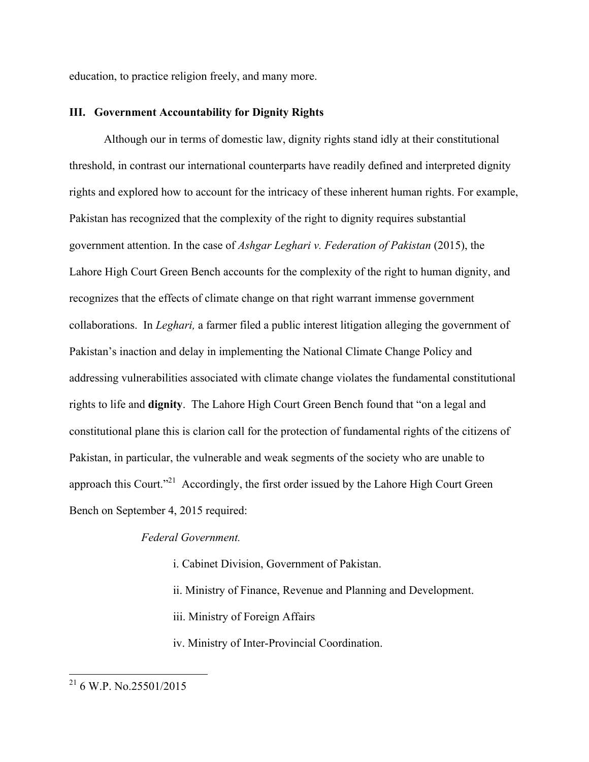education, to practice religion freely, and many more.

## III. Government Accountability for Dignity Rights

Although our in terms of domestic law, dignity rights stand idly at their constitutional threshold, in contrast our international counterparts have readily defined and interpreted dignity rights and explored how to account for the intricacy of these inherent human rights. For example, Pakistan has recognized that the complexity of the right to dignity requires substantial government attention. In the case of *Ashgar Leghari v. Federation of Pakistan* (2015), the Lahore High Court Green Bench accounts for the complexity of the right to human dignity, and recognizes that the effects of climate change on that right warrant immense government collaborations. In *Leghari,* a farmer filed a public interest litigation alleging the government of Pakistan's inaction and delay in implementing the National Climate Change Policy and addressing vulnerabilities associated with climate change violates the fundamental constitutional rights to life and **dignity**. The Lahore High Court Green Bench found that "on a legal and constitutional plane this is clarion call for the protection of fundamental rights of the citizens of Pakistan, in particular, the vulnerable and weak segments of the society who are unable to approach this Court."[21] Accordingly, the first order issued by the Lahore High Court Green Bench on September 4, 2015 required:

> *Federal Government.*
>
> i. Cabinet Division, Government of Pakistan.
>
> ii. Ministry of Finance, Revenue and Planning and Development.
>
> iii. Ministry of Foreign Affairs
>
> iv. Ministry of Inter-Provincial Coordination.

---

[21] 6 W.P. No.25501/2015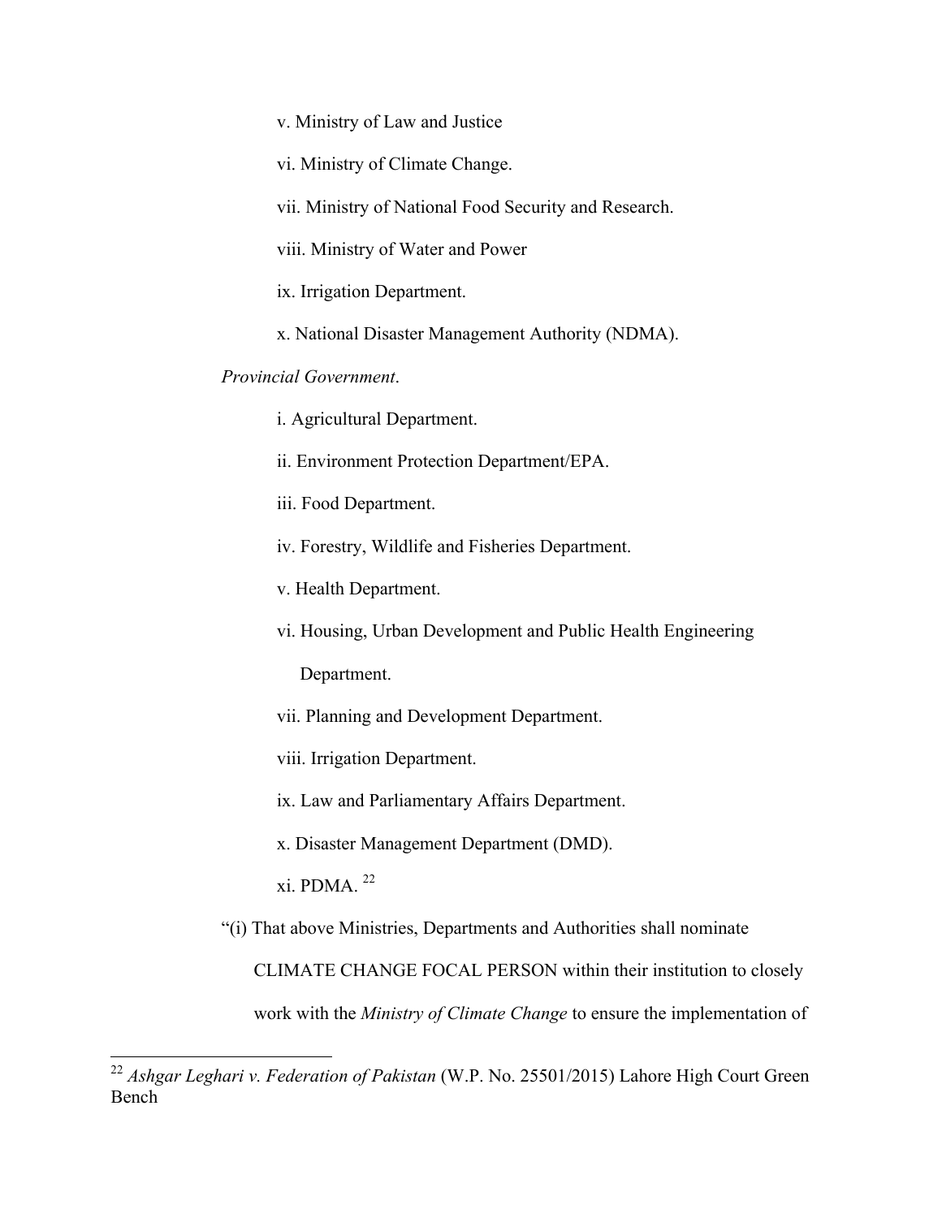v. Ministry of Law and Justice

vi. Ministry of Climate Change.

vii. Ministry of National Food Security and Research.

viii. Ministry of Water and Power

ix. Irrigation Department.

x. National Disaster Management Authority (NDMA).

*Provincial Government*.

i. Agricultural Department.

ii. Environment Protection Department/EPA.

iii. Food Department.

iv. Forestry, Wildlife and Fisheries Department.

v. Health Department.

vi. Housing, Urban Development and Public Health Engineering Department.

vii. Planning and Development Department.

viii. Irrigation Department.

ix. Law and Parliamentary Affairs Department.

x. Disaster Management Department (DMD).

xi. PDMA. [22]

"(i) That above Ministries, Departments and Authorities shall nominate CLIMATE CHANGE FOCAL PERSON within their institution to closely work with the *Ministry of Climate Change* to ensure the implementation of

---

[22] *Ashgar Leghari v. Federation of Pakistan* (W.P. No. 25501/2015) Lahore High Court Green Bench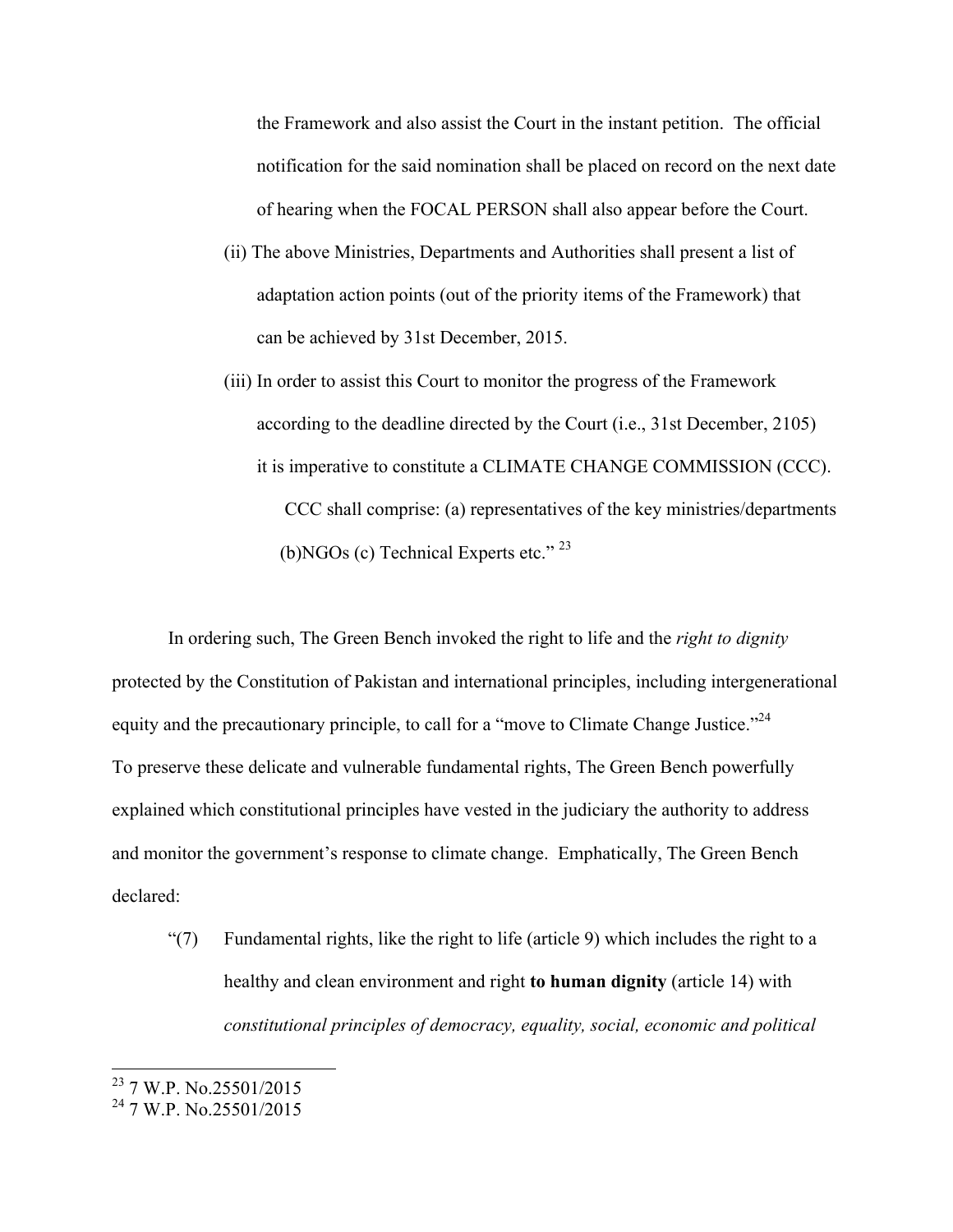the Framework and also assist the Court in the instant petition. The official notification for the said nomination shall be placed on record on the next date of hearing when the FOCAL PERSON shall also appear before the Court.

(ii) The above Ministries, Departments and Authorities shall present a list of adaptation action points (out of the priority items of the Framework) that can be achieved by 31st December, 2015.

(iii) In order to assist this Court to monitor the progress of the Framework according to the deadline directed by the Court (i.e., 31st December, 2105) it is imperative to constitute a CLIMATE CHANGE COMMISSION (CCC).

CCC shall comprise: (a) representatives of the key ministries/departments (b)NGOs (c) Technical Experts etc." [23]

In ordering such, The Green Bench invoked the right to life and the *right to dignity* protected by the Constitution of Pakistan and international principles, including intergenerational equity and the precautionary principle, to call for a "move to Climate Change Justice."[24] To preserve these delicate and vulnerable fundamental rights, The Green Bench powerfully explained which constitutional principles have vested in the judiciary the authority to address and monitor the government's response to climate change. Emphatically, The Green Bench declared:

"(7) Fundamental rights, like the right to life (article 9) which includes the right to a healthy and clean environment and right **to human dignity** (article 14) with *constitutional principles of democracy, equality, social, economic and political*

---

[23] 7 W.P. No.25501/2015

[24] 7 W.P. No.25501/2015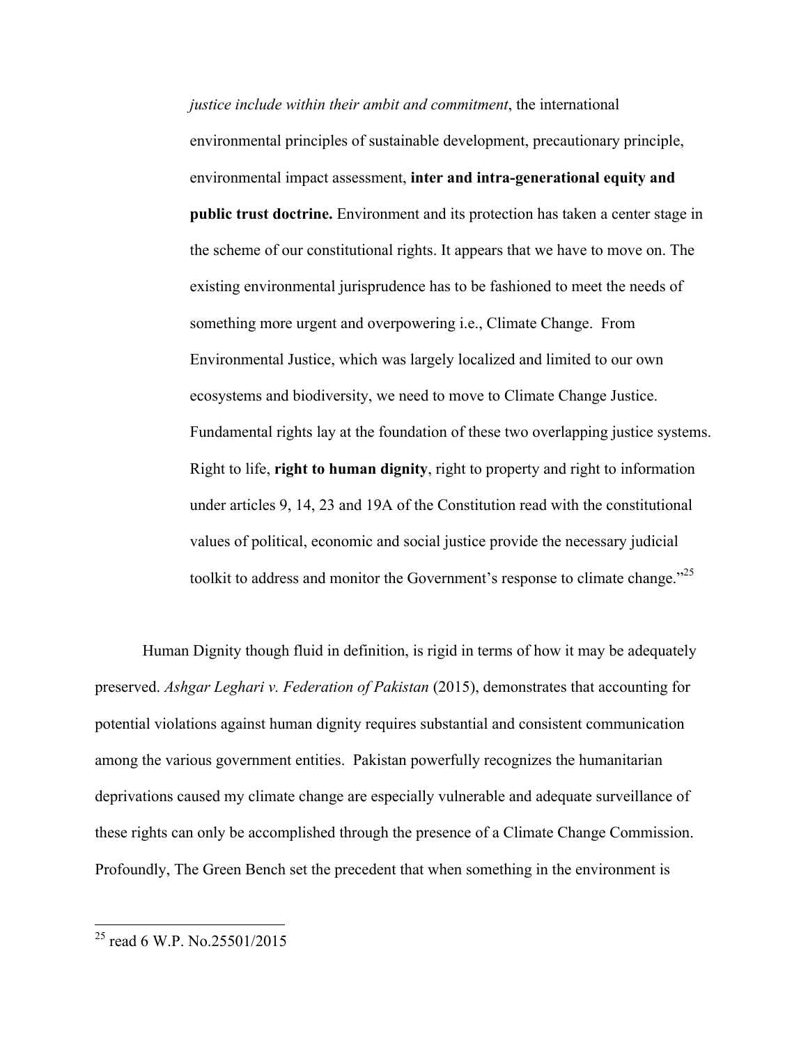> *justice include within their ambit and commitment*, the international environmental principles of sustainable development, precautionary principle, environmental impact assessment, **inter and intra-generational equity and public trust doctrine.** Environment and its protection has taken a center stage in the scheme of our constitutional rights. It appears that we have to move on. The existing environmental jurisprudence has to be fashioned to meet the needs of something more urgent and overpowering i.e., Climate Change. From Environmental Justice, which was largely localized and limited to our own ecosystems and biodiversity, we need to move to Climate Change Justice. Fundamental rights lay at the foundation of these two overlapping justice systems. Right to life, **right to human dignity**, right to property and right to information under articles 9, 14, 23 and 19A of the Constitution read with the constitutional values of political, economic and social justice provide the necessary judicial toolkit to address and monitor the Government's response to climate change."[25]

Human Dignity though fluid in definition, is rigid in terms of how it may be adequately preserved. *Ashgar Leghari v. Federation of Pakistan* (2015), demonstrates that accounting for potential violations against human dignity requires substantial and consistent communication among the various government entities. Pakistan powerfully recognizes the humanitarian deprivations caused my climate change are especially vulnerable and adequate surveillance of these rights can only be accomplished through the presence of a Climate Change Commission. Profoundly, The Green Bench set the precedent that when something in the environment is

---

[25] read 6 W.P. No.25501/2015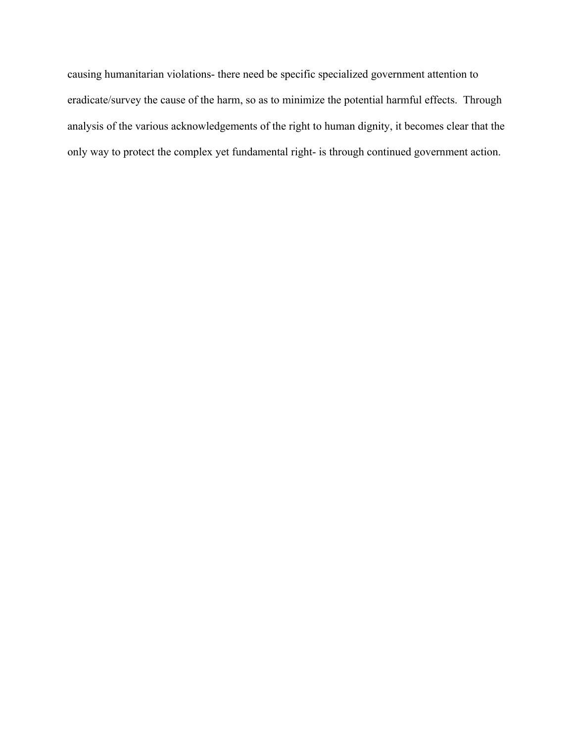causing humanitarian violations- there need be specific specialized government attention to eradicate/survey the cause of the harm, so as to minimize the potential harmful effects.  Through analysis of the various acknowledgements of the right to human dignity, it becomes clear that the only way to protect the complex yet fundamental right- is through continued government action.